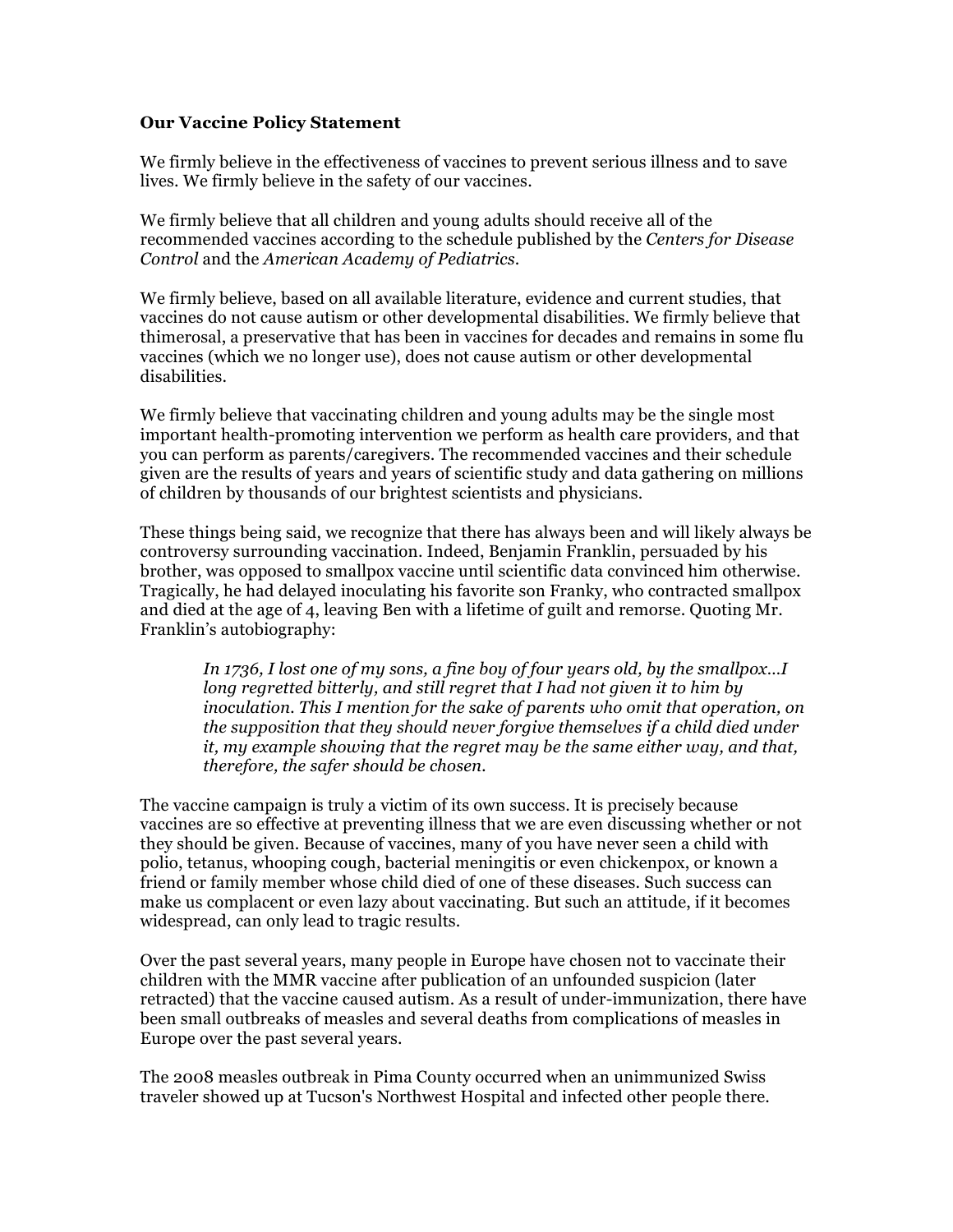**Our Vaccine Policy Statement**

We firmly believe in the effectiveness of vaccines to prevent serious illness and to save lives. We firmly believe in the safety of our vaccines.

We firmly believe that all children and young adults should receive all of the recommended vaccines according to the schedule published by the *Centers for Disease Control* and the *American Academy of Pediatrics*.

We firmly believe, based on all available literature, evidence and current studies, that vaccines do not cause autism or other developmental disabilities. We firmly believe that thimerosal, a preservative that has been in vaccines for decades and remains in some flu vaccines (which we no longer use), does not cause autism or other developmental disabilities.

We firmly believe that vaccinating children and young adults may be the single most important health-promoting intervention we perform as health care providers, and that you can perform as parents/caregivers. The recommended vaccines and their schedule given are the results of years and years of scientific study and data gathering on millions of children by thousands of our brightest scientists and physicians.

These things being said, we recognize that there has always been and will likely always be controversy surrounding vaccination. Indeed, Benjamin Franklin, persuaded by his brother, was opposed to smallpox vaccine until scientific data convinced him otherwise. Tragically, he had delayed inoculating his favorite son Franky, who contracted smallpox and died at the age of 4, leaving Ben with a lifetime of guilt and remorse. Quoting Mr. Franklin's autobiography:

> *In 1736, I lost one of my sons, a fine boy of four years old, by the smallpox…I long regretted bitterly, and still regret that I had not given it to him by inoculation. This I mention for the sake of parents who omit that operation, on the supposition that they should never forgive themselves if a child died under it, my example showing that the regret may be the same either way, and that, therefore, the safer should be chosen.*

The vaccine campaign is truly a victim of its own success. It is precisely because vaccines are so effective at preventing illness that we are even discussing whether or not they should be given. Because of vaccines, many of you have never seen a child with polio, tetanus, whooping cough, bacterial meningitis or even chickenpox, or known a friend or family member whose child died of one of these diseases. Such success can make us complacent or even lazy about vaccinating. But such an attitude, if it becomes widespread, can only lead to tragic results.

Over the past several years, many people in Europe have chosen not to vaccinate their children with the MMR vaccine after publication of an unfounded suspicion (later retracted) that the vaccine caused autism. As a result of under-immunization, there have been small outbreaks of measles and several deaths from complications of measles in Europe over the past several years.

The 2008 measles outbreak in Pima County occurred when an unimmunized Swiss traveler showed up at Tucson's Northwest Hospital and infected other people there.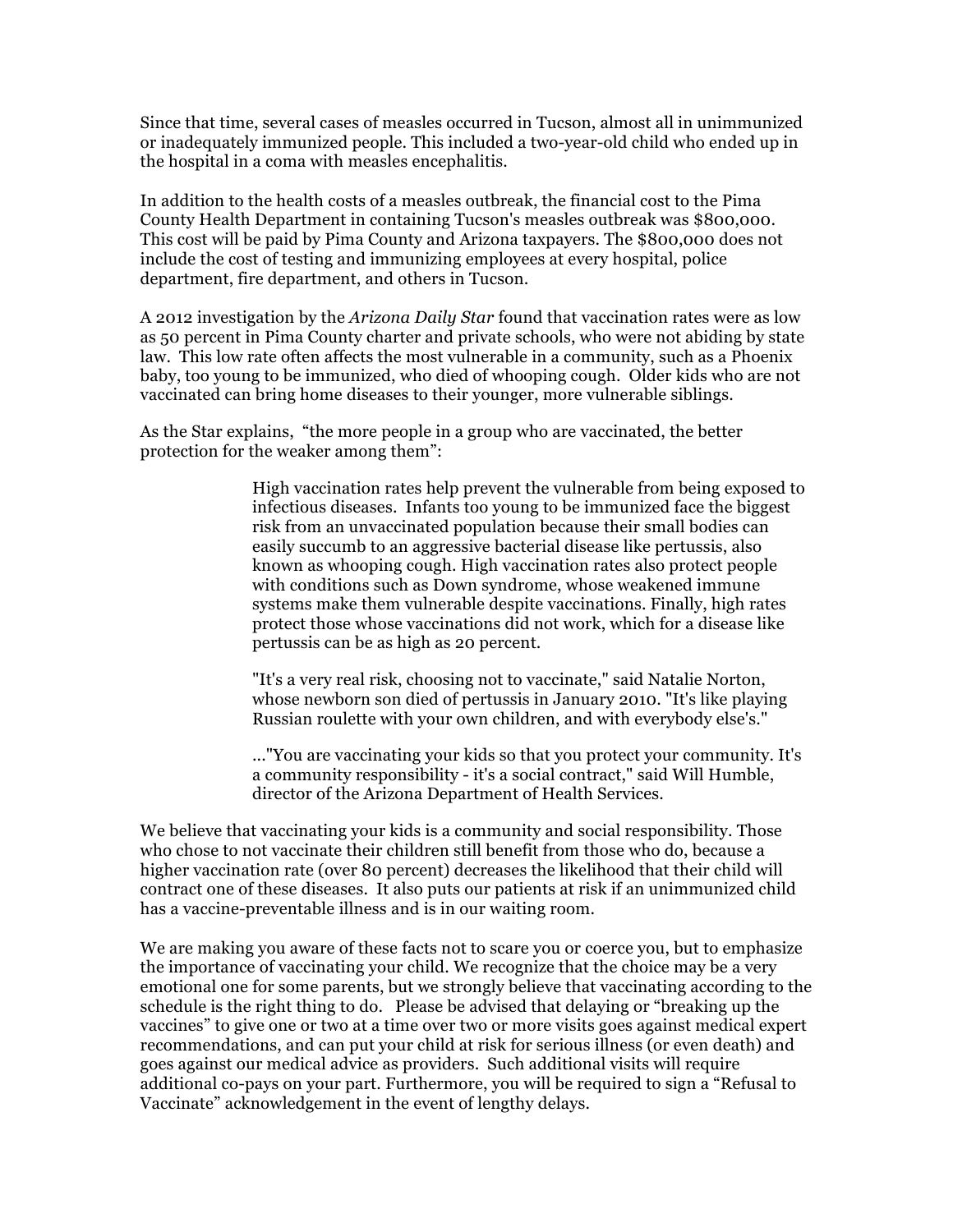Since that time, several cases of measles occurred in Tucson, almost all in unimmunized or inadequately immunized people. This included a two-year-old child who ended up in the hospital in a coma with measles encephalitis.

In addition to the health costs of a measles outbreak, the financial cost to the Pima County Health Department in containing Tucson's measles outbreak was $800,000. This cost will be paid by Pima County and Arizona taxpayers. The $800,000 does not include the cost of testing and immunizing employees at every hospital, police department, fire department, and others in Tucson.

A 2012 investigation by the *Arizona Daily Star* found that vaccination rates were as low as 50 percent in Pima County charter and private schools, who were not abiding by state law. This low rate often affects the most vulnerable in a community, such as a Phoenix baby, too young to be immunized, who died of whooping cough. Older kids who are not vaccinated can bring home diseases to their younger, more vulnerable siblings.

As the Star explains, "the more people in a group who are vaccinated, the better protection for the weaker among them":

> High vaccination rates help prevent the vulnerable from being exposed to infectious diseases. Infants too young to be immunized face the biggest risk from an unvaccinated population because their small bodies can easily succumb to an aggressive bacterial disease like pertussis, also known as whooping cough. High vaccination rates also protect people with conditions such as Down syndrome, whose weakened immune systems make them vulnerable despite vaccinations. Finally, high rates protect those whose vaccinations did not work, which for a disease like pertussis can be as high as 20 percent.
>
> "It's a very real risk, choosing not to vaccinate," said Natalie Norton, whose newborn son died of pertussis in January 2010. "It's like playing Russian roulette with your own children, and with everybody else's."
>
> ..."You are vaccinating your kids so that you protect your community. It's a community responsibility - it's a social contract," said Will Humble, director of the Arizona Department of Health Services.

We believe that vaccinating your kids is a community and social responsibility. Those who chose to not vaccinate their children still benefit from those who do, because a higher vaccination rate (over 80 percent) decreases the likelihood that their child will contract one of these diseases. It also puts our patients at risk if an unimmunized child has a vaccine-preventable illness and is in our waiting room.

We are making you aware of these facts not to scare you or coerce you, but to emphasize the importance of vaccinating your child. We recognize that the choice may be a very emotional one for some parents, but we strongly believe that vaccinating according to the schedule is the right thing to do. Please be advised that delaying or "breaking up the vaccines" to give one or two at a time over two or more visits goes against medical expert recommendations, and can put your child at risk for serious illness (or even death) and goes against our medical advice as providers. Such additional visits will require additional co-pays on your part. Furthermore, you will be required to sign a "Refusal to Vaccinate" acknowledgement in the event of lengthy delays.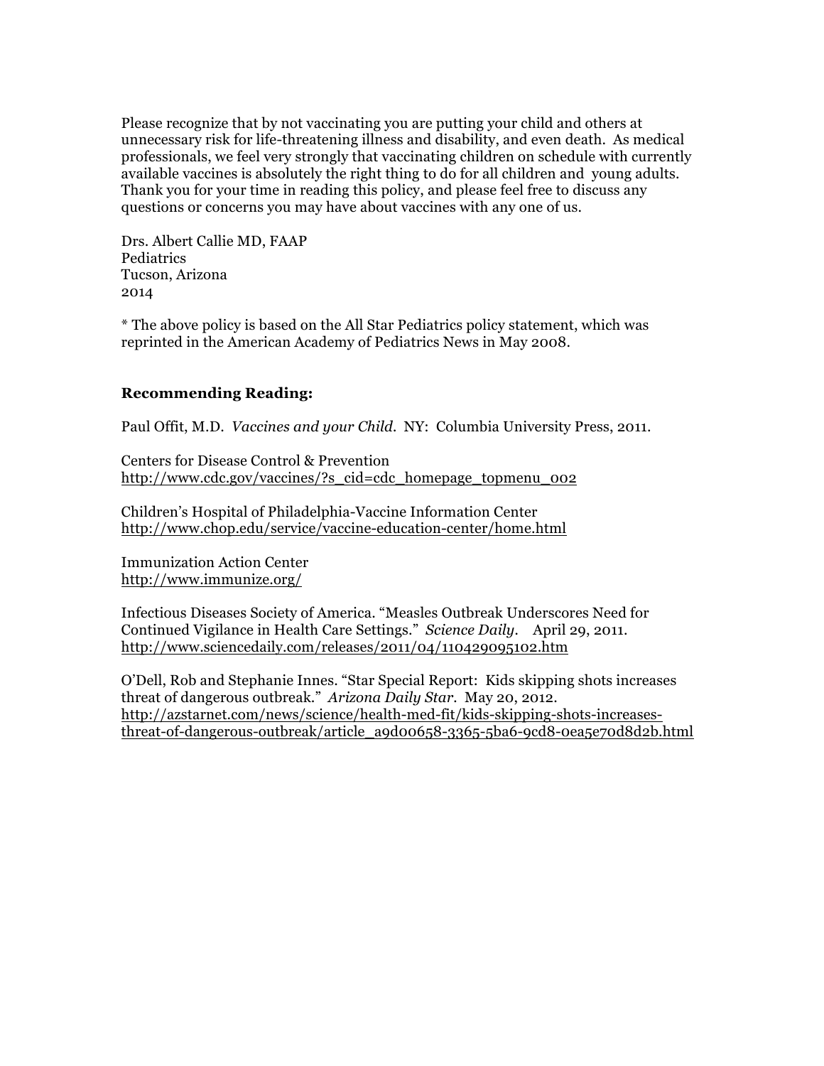Please recognize that by not vaccinating you are putting your child and others at unnecessary risk for life-threatening illness and disability, and even death. As medical professionals, we feel very strongly that vaccinating children on schedule with currently available vaccines is absolutely the right thing to do for all children and young adults. Thank you for your time in reading this policy, and please feel free to discuss any questions or concerns you may have about vaccines with any one of us.

Drs. Albert Callie MD, FAAP
Pediatrics
Tucson, Arizona
2014

* The above policy is based on the All Star Pediatrics policy statement, which was reprinted in the American Academy of Pediatrics News in May 2008.

**Recommending Reading:**

Paul Offit, M.D. *Vaccines and your Child.* NY: Columbia University Press, 2011.

Centers for Disease Control & Prevention
http://www.cdc.gov/vaccines/?s_cid=cdc_homepage_topmenu_002

Children's Hospital of Philadelphia-Vaccine Information Center
http://www.chop.edu/service/vaccine-education-center/home.html

Immunization Action Center
http://www.immunize.org/

Infectious Diseases Society of America. "Measles Outbreak Underscores Need for Continued Vigilance in Health Care Settings." *Science Daily.* April 29, 2011.
http://www.sciencedaily.com/releases/2011/04/110429095102.htm

O'Dell, Rob and Stephanie Innes. "Star Special Report: Kids skipping shots increases threat of dangerous outbreak." *Arizona Daily Star.* May 20, 2012.
http://azstarnet.com/news/science/health-med-fit/kids-skipping-shots-increases-threat-of-dangerous-outbreak/article_a9d00658-3365-5ba6-9cd8-0ea5e70d8d2b.html